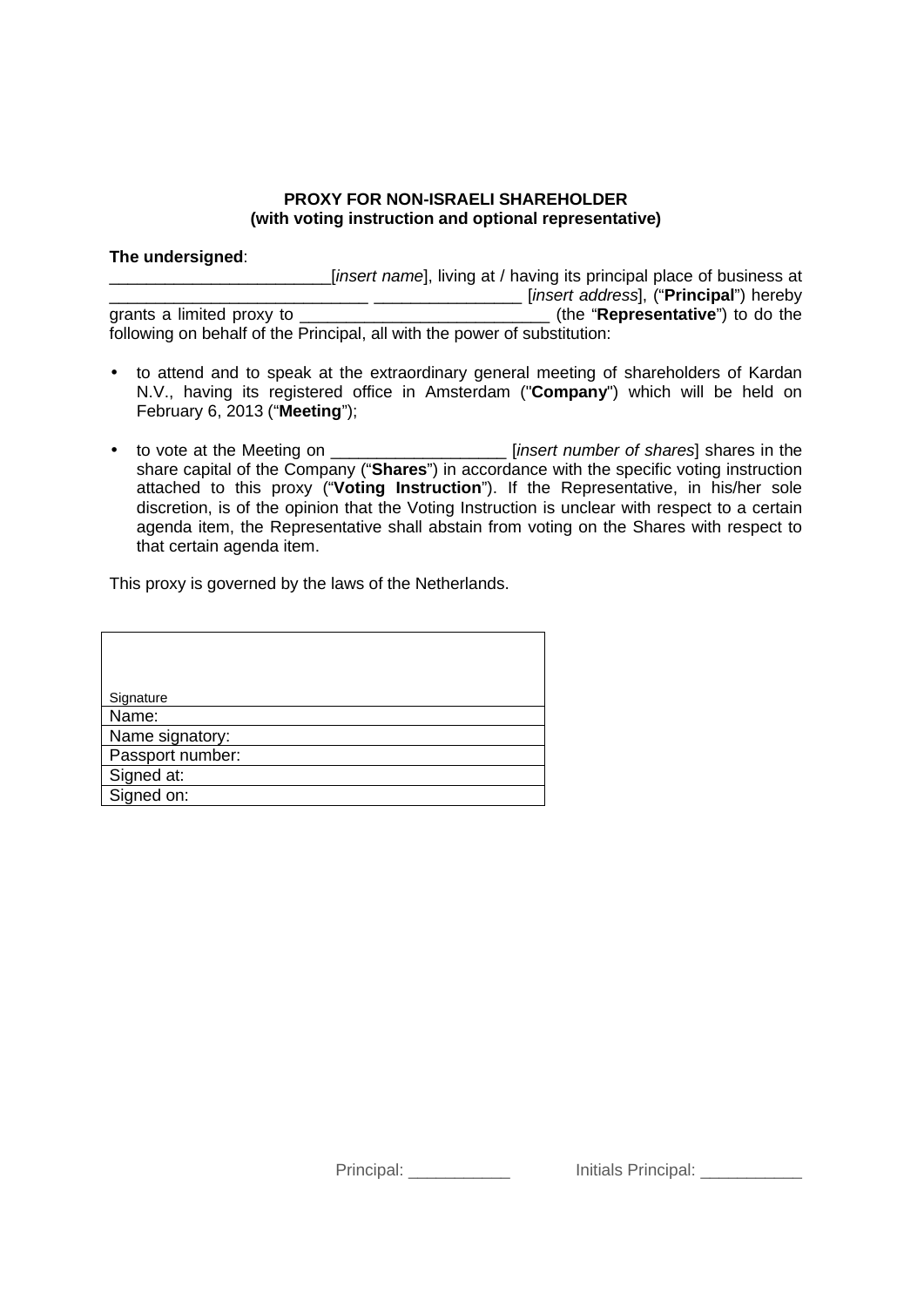**PROXY FOR NON-ISRAELI SHAREHOLDER**
**(with voting instruction and optional representative)**

**The undersigned**:
________________________[*insert name*], living at / having its principal place of business at ____________________________ ________________ [*insert address*], ("**Principal**") hereby grants a limited proxy to ___________________________ (the "**Representative**") to do the following on behalf of the Principal, all with the power of substitution:

- to attend and to speak at the extraordinary general meeting of shareholders of Kardan N.V., having its registered office in Amsterdam ("**Company**") which will be held on February 6, 2013 ("**Meeting**");
- to vote at the Meeting on ___________________ [*insert number of shares*] shares in the share capital of the Company ("**Shares**") in accordance with the specific voting instruction attached to this proxy ("**Voting Instruction**"). If the Representative, in his/her sole discretion, is of the opinion that the Voting Instruction is unclear with respect to a certain agenda item, the Representative shall abstain from voting on the Shares with respect to that certain agenda item.

This proxy is governed by the laws of the Netherlands.

| Signature |
|---|
| Name: |
| Name signatory: |
| Passport number: |
| Signed at: |
| Signed on: |

Principal: ___________ Initials Principal: ___________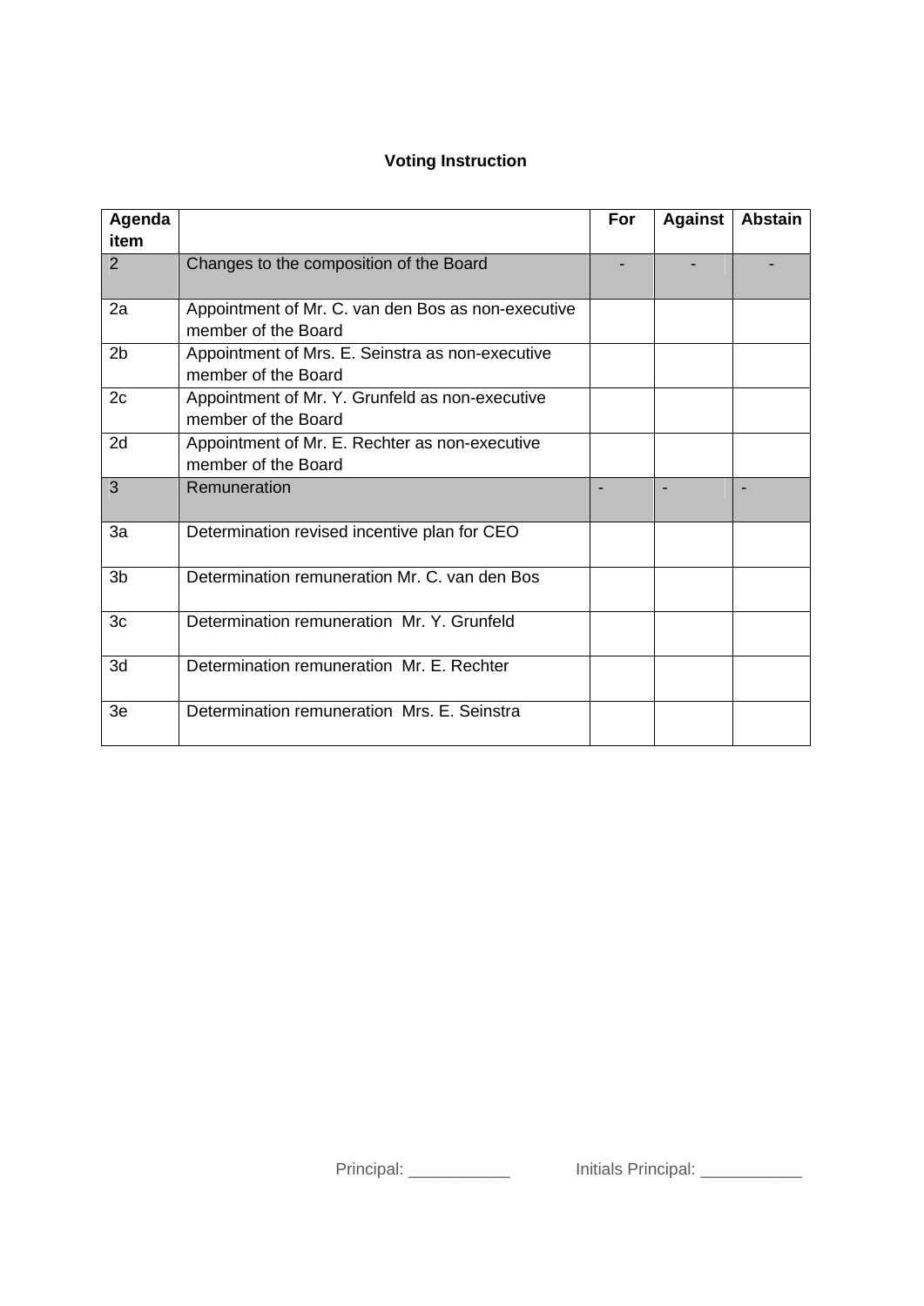**Voting Instruction**

| Agenda item | | For | Against | Abstain |
|---|---|---|---|---|
| 2 | Changes to the composition of the Board | - | - | - |
| 2a | Appointment of Mr. C. van den Bos as non-executive member of the Board | | | |
| 2b | Appointment of Mrs. E. Seinstra as non-executive member of the Board | | | |
| 2c | Appointment of Mr. Y. Grunfeld as non-executive member of the Board | | | |
| 2d | Appointment of Mr. E. Rechter as non-executive member of the Board | | | |
| 3 | Remuneration | - | - | - |
| 3a | Determination revised incentive plan for CEO | | | |
| 3b | Determination remuneration Mr. C. van den Bos | | | |
| 3c | Determination remuneration Mr. Y. Grunfeld | | | |
| 3d | Determination remuneration Mr. E. Rechter | | | |
| 3e | Determination remuneration Mrs. E. Seinstra | | | |

Principal: ___________ Initials Principal: ___________